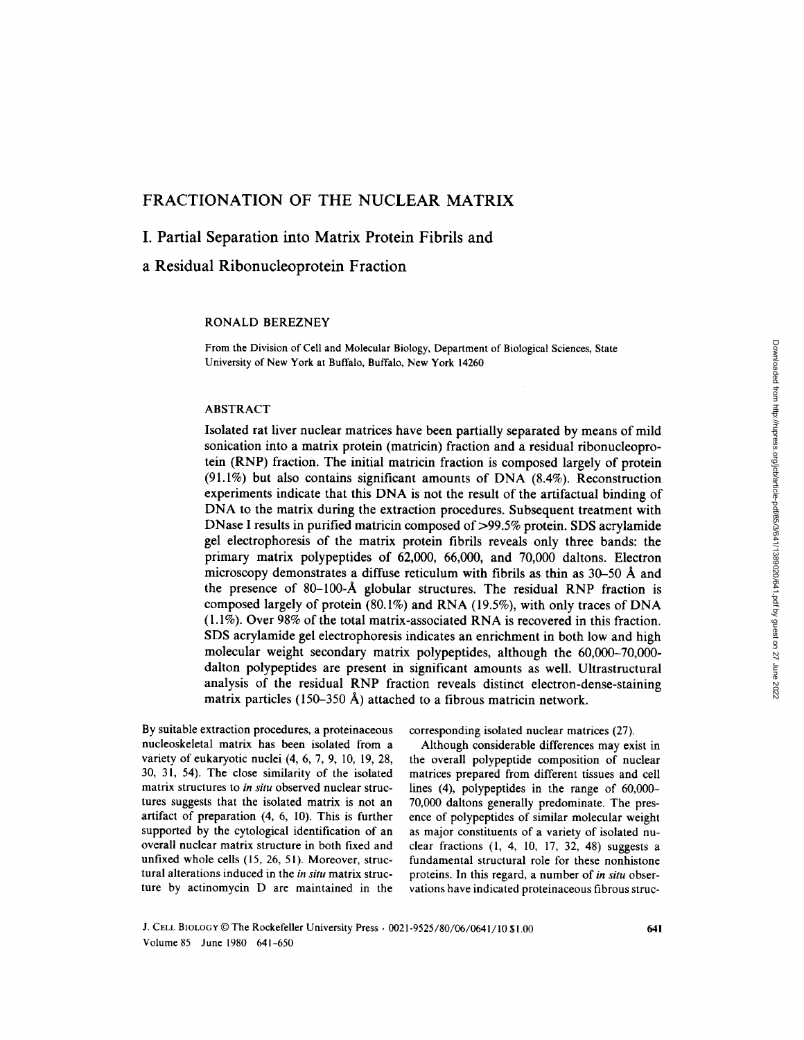# FRACTIONATION OF THE NUCLEAR MATRIX

## I. Partial Separation into Matrix Protein Fibrils and a Residual Ribonucleoprotein Fraction

RONALD BEREZNEY

From the Division of Cell and Molecular Biology, Department of Biological Sciences, State University of New York at Buffalo, Buffalo, New York 14260

### ABSTRACT

Isolated rat liver nuclear matrices have been partially separated by means of mild sonication into a matrix protein (matricin) fraction and a residual ribonucleoprotein (RNP) fraction. The initial matricin fraction is composed largely of protein (91.1%) but also contains significant amounts of DNA (8.4%). Reconstruction experiments indicate that this DNA is not the result of the artifactual binding of DNA to the matrix during the extraction procedures. Subsequent treatment with DNase I results in purified matricin composed of >99.5% protein. SDS acrylamide gel electrophoresis of the matrix protein fibrils reveals only three bands: the primary matrix polypeptides of 62,000, 66,000, and 70,000 daltons. Electron microscopy demonstrates a diffuse reticulum with fibrils as thin as 30–50 Å and the presence of 80–100-Å globular structures. The residual RNP fraction is composed largely of protein (80.1%) and RNA (19.5%), with only traces of DNA (1.1%). Over 98% of the total matrix-associated RNA is recovered in this fraction. SDS acrylamide gel electrophoresis indicates an enrichment in both low and high molecular weight secondary matrix polypeptides, although the 60,000–70,000-dalton polypeptides are present in significant amounts as well. Ultrastructural analysis of the residual RNP fraction reveals distinct electron-dense-staining matrix particles (150–350 Å) attached to a fibrous matricin network.

By suitable extraction procedures, a proteinaceous nucleoskeletal matrix has been isolated from a variety of eukaryotic nuclei (4, 6, 7, 9, 10, 19, 28, 30, 31, 54). The close similarity of the isolated matrix structures to *in situ* observed nuclear structures suggests that the isolated matrix is not an artifact of preparation (4, 6, 10). This is further supported by the cytological identification of an overall nuclear matrix structure in both fixed and unfixed whole cells (15, 26, 51). Moreover, structural alterations induced in the *in situ* matrix structure by actinomycin D are maintained in the corresponding isolated nuclear matrices (27).

Although considerable differences may exist in the overall polypeptide composition of nuclear matrices prepared from different tissues and cell lines (4), polypeptides in the range of 60,000–70,000 daltons generally predominate. The presence of polypeptides of similar molecular weight as major constituents of a variety of isolated nuclear fractions (1, 4, 10, 17, 32, 48) suggests a fundamental structural role for these nonhistone proteins. In this regard, a number of *in situ* observations have indicated proteinaceous fibrous struc-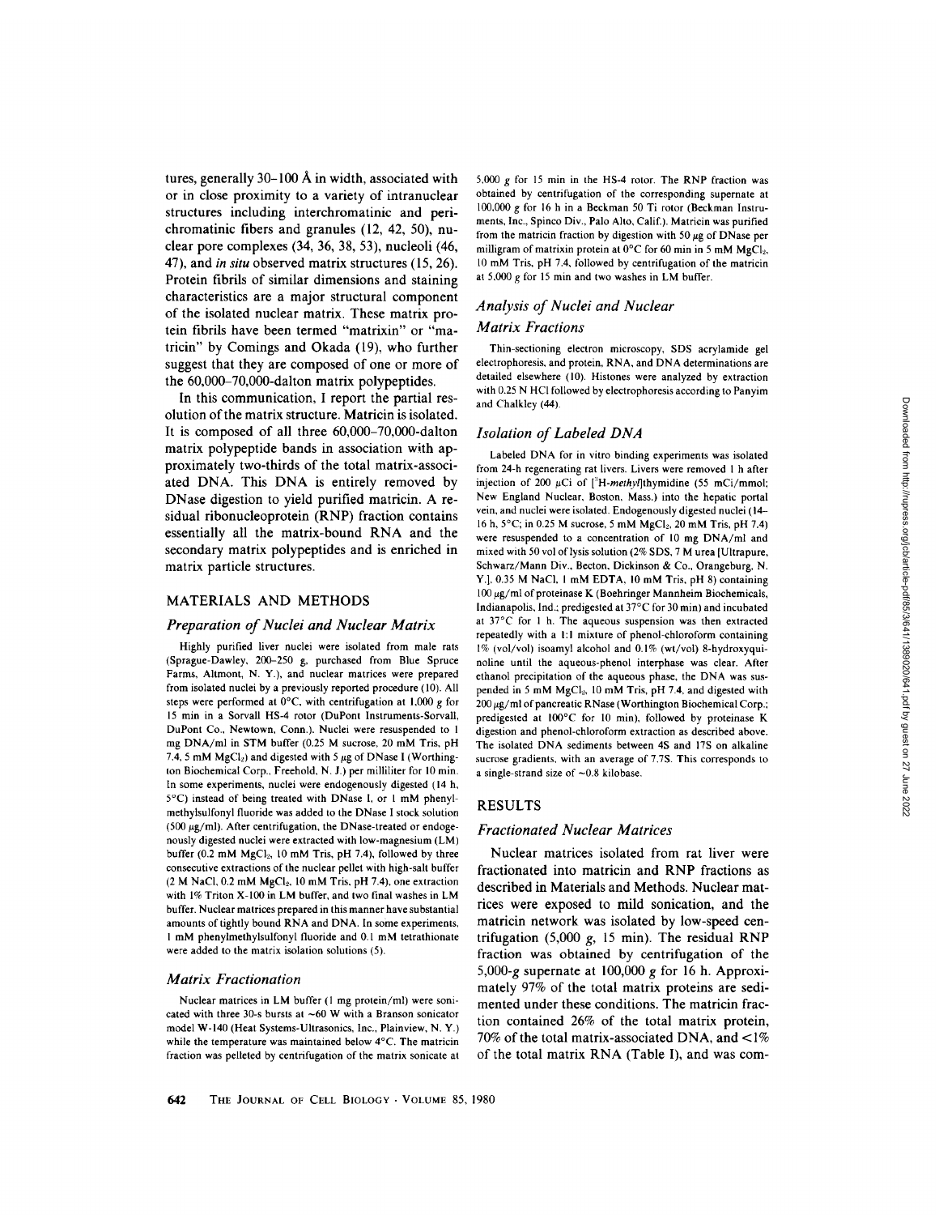tures, generally 30–100 Å in width, associated with or in close proximity to a variety of intranuclear structures including interchromatinic and perichromatinic fibers and granules (12, 42, 50), nuclear pore complexes (34, 36, 38, 53), nucleoli (46, 47), and *in situ* observed matrix structures (15, 26). Protein fibrils of similar dimensions and staining characteristics are a major structural component of the isolated nuclear matrix. These matrix protein fibrils have been termed "matrixin" or "matricin" by Comings and Okada (19), who further suggest that they are composed of one or more of the 60,000–70,000-dalton matrix polypeptides.

In this communication, I report the partial resolution of the matrix structure. Matricin is isolated. It is composed of all three 60,000–70,000-dalton matrix polypeptide bands in association with approximately two-thirds of the total matrix-associated DNA. This DNA is entirely removed by DNase digestion to yield purified matricin. A residual ribonucleoprotein (RNP) fraction contains essentially all the matrix-bound RNA and the secondary matrix polypeptides and is enriched in matrix particle structures.

## MATERIALS AND METHODS

### *Preparation of Nuclei and Nuclear Matrix*

Highly purified liver nuclei were isolated from male rats (Sprague-Dawley, 200–250 g, purchased from Blue Spruce Farms, Altmont, N. Y.), and nuclear matrices were prepared from isolated nuclei by a previously reported procedure (10). All steps were performed at 0°C, with centrifugation at 1,000 *g* for 15 min in a Sorvall HS-4 rotor (DuPont Instruments-Sorvall, DuPont Co., Newtown, Conn.). Nuclei were resuspended to 1 mg DNA/ml in STM buffer (0.25 M sucrose, 20 mM Tris, pH 7.4, 5 mM $MgCl_2$) and digested with 5 μg of DNase I (Worthington Biochemical Corp., Freehold, N. J.) per milliliter for 10 min. In some experiments, nuclei were endogenously digested (14 h, 5°C) instead of being treated with DNase I, or 1 mM phenylmethylsulfonyl fluoride was added to the DNase I stock solution (500 μg/ml). After centrifugation, the DNase-treated or endogenously digested nuclei were extracted with low-magnesium (LM) buffer (0.2 mM $MgCl_2$, 10 mM Tris, pH 7.4), followed by three consecutive extractions of the nuclear pellet with high-salt buffer (2 M NaCl, 0.2 mM $MgCl_2$, 10 mM Tris, pH 7.4), one extraction with 1% Triton X-100 in LM buffer, and two final washes in LM buffer. Nuclear matrices prepared in this manner have substantial amounts of tightly bound RNA and DNA. In some experiments, 1 mM phenylmethylsulfonyl fluoride and 0.1 mM tetrathionate were added to the matrix isolation solutions (5).

### *Matrix Fractionation*

Nuclear matrices in LM buffer (1 mg protein/ml) were sonicated with three 30-s bursts at ~60 W with a Branson sonicator model W-140 (Heat Systems-Ultrasonics, Inc., Plainview, N. Y.) while the temperature was maintained below 4°C. The matricin fraction was pelleted by centrifugation of the matrix sonicate at 5,000 *g* for 15 min in the HS-4 rotor. The RNP fraction was obtained by centrifugation of the corresponding supernate at 100,000 *g* for 16 h in a Beckman 50 Ti rotor (Beckman Instruments, Inc., Spinco Div., Palo Alto, Calif.). Matricin was purified from the matricin fraction by digestion with 50 μg of DNase per milligram of matrixin protein at 0°C for 60 min in 5 mM $MgCl_2$, 10 mM Tris, pH 7.4, followed by centrifugation of the matricin at 5,000 *g* for 15 min and two washes in LM buffer.

### *Analysis of Nuclei and Nuclear Matrix Fractions*

Thin-sectioning electron microscopy, SDS acrylamide gel electrophoresis, and protein, RNA, and DNA determinations are detailed elsewhere (10). Histones were analyzed by extraction with 0.25 N HCl followed by electrophoresis according to Panyim and Chalkley (44).

### *Isolation of Labeled DNA*

Labeled DNA for in vitro binding experiments was isolated from 24-h regenerating rat livers. Livers were removed 1 h after injection of 200 μCi of [$^3$H-*methyl*]thymidine (55 mCi/mmol; New England Nuclear, Boston, Mass.) into the hepatic portal vein, and nuclei were isolated. Endogenously digested nuclei (14–16 h, 5°C; in 0.25 M sucrose, 5 mM $MgCl_2$, 20 mM Tris, pH 7.4) were resuspended to a concentration of 10 mg DNA/ml and mixed with 50 vol of lysis solution (2% SDS, 7 M urea [Ultrapure, Schwarz/Mann Div., Becton, Dickinson & Co., Orangeburg, N. Y.], 0.35 M NaCl, 1 mM EDTA, 10 mM Tris, pH 8) containing 100 μg/ml of proteinase K (Boehringer Mannheim Biochemicals, Indianapolis, Ind.; predigested at 37°C for 30 min) and incubated at 37°C for 1 h. The aqueous suspension was then extracted repeatedly with a 1:1 mixture of phenol-chloroform containing 1% (vol/vol) isoamyl alcohol and 0.1% (wt/vol) 8-hydroxyquinoline until the aqueous-phenol interphase was clear. After ethanol precipitation of the aqueous phase, the DNA was suspended in 5 mM $MgCl_2$, 10 mM Tris, pH 7.4, and digested with 200 μg/ml of pancreatic RNase (Worthington Biochemical Corp.; predigested at 100°C for 10 min), followed by proteinase K digestion and phenol-chloroform extraction as described above. The isolated DNA sediments between 4S and 17S on alkaline sucrose gradients, with an average of 7.7S. This corresponds to a single-strand size of ~0.8 kilobase.

## RESULTS

### *Fractionated Nuclear Matrices*

Nuclear matrices isolated from rat liver were fractionated into matricin and RNP fractions as described in Materials and Methods. Nuclear matrices were exposed to mild sonication, and the matricin network was isolated by low-speed centrifugation (5,000 *g*, 15 min). The residual RNP fraction was obtained by centrifugation of the 5,000-*g* supernate at 100,000 *g* for 16 h. Approximately 97% of the total matrix proteins are sedimented under these conditions. The matricin fraction contained 26% of the total matrix protein, 70% of the total matrix-associated DNA, and <1% of the total matrix RNA (Table I), and was com-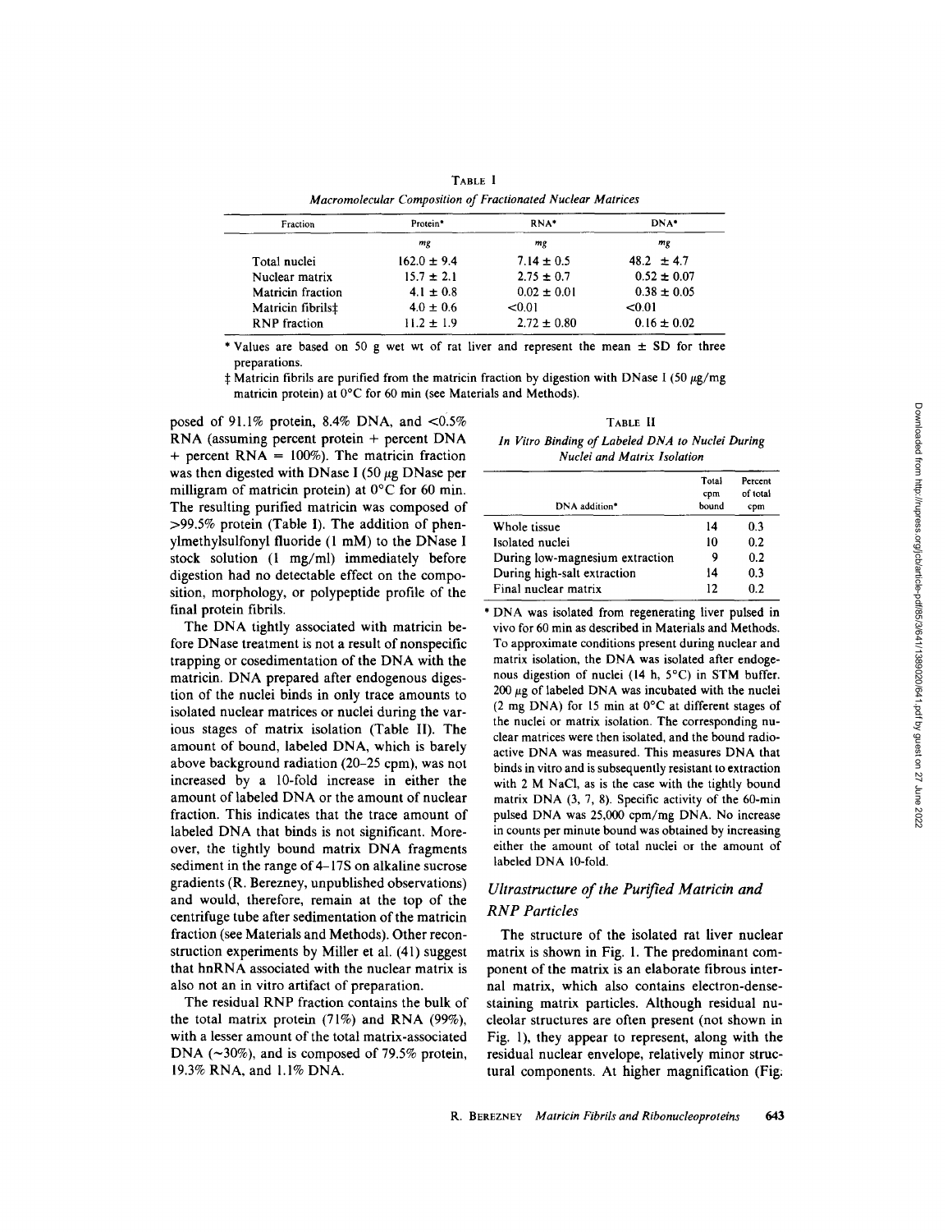**TABLE I**

*Macromolecular Composition of Fractionated Nuclear Matrices*

| Fraction | Protein* | RNA* | DNA* |
|---|---|---|---|
| | *mg* | *mg* | *mg* |
| Total nuclei | 162.0 ± 9.4 | 7.14 ± 0.5 | 48.2 ± 4.7 |
| Nuclear matrix | 15.7 ± 2.1 | 2.75 ± 0.7 | 0.52 ± 0.07 |
| Matricin fraction | 4.1 ± 0.8 | 0.02 ± 0.01 | 0.38 ± 0.05 |
| Matricin fibrils‡ | 4.0 ± 0.6 | <0.01 | <0.01 |
| RNP fraction | 11.2 ± 1.9 | 2.72 ± 0.80 | 0.16 ± 0.02 |

\* Values are based on 50 g wet wt of rat liver and represent the mean ± SD for three preparations.

‡ Matricin fibrils are purified from the matricin fraction by digestion with DNase I (50 μg/mg matricin protein) at 0°C for 60 min (see Materials and Methods).

posed of 91.1% protein, 8.4% DNA, and <0.5% RNA (assuming percent protein + percent DNA + percent RNA = 100%). The matricin fraction was then digested with DNase I (50 μg DNase per milligram of matricin protein) at 0°C for 60 min. The resulting purified matricin was composed of >99.5% protein (Table I). The addition of phenylmethylsulfonyl fluoride (1 mM) to the DNase I stock solution (1 mg/ml) immediately before digestion had no detectable effect on the composition, morphology, or polypeptide profile of the final protein fibrils.

The DNA tightly associated with matricin before DNase treatment is not a result of nonspecific trapping or cosedimentation of the DNA with the matricin. DNA prepared after endogenous digestion of the nuclei binds in only trace amounts to isolated nuclear matrices or nuclei during the various stages of matrix isolation (Table II). The amount of bound, labeled DNA, which is barely above background radiation (20–25 cpm), was not increased by a 10-fold increase in either the amount of labeled DNA or the amount of nuclear fraction. This indicates that the trace amount of labeled DNA that binds is not significant. Moreover, the tightly bound matrix DNA fragments sediment in the range of 4–17S on alkaline sucrose gradients (R. Berezney, unpublished observations) and would, therefore, remain at the top of the centrifuge tube after sedimentation of the matricin fraction (see Materials and Methods). Other reconstruction experiments by Miller et al. (41) suggest that hnRNA associated with the nuclear matrix is also not an in vitro artifact of preparation.

The residual RNP fraction contains the bulk of the total matrix protein (71%) and RNA (99%), with a lesser amount of the total matrix-associated DNA (~30%), and is composed of 79.5% protein, 19.3% RNA, and 1.1% DNA.

**TABLE II**

*In Vitro Binding of Labeled DNA to Nuclei During Nuclei and Matrix Isolation*

| DNA addition* | Total cpm bound | Percent of total cpm |
|---|---|---|
| Whole tissue | 14 | 0.3 |
| Isolated nuclei | 10 | 0.2 |
| During low-magnesium extraction | 9 | 0.2 |
| During high-salt extraction | 14 | 0.3 |
| Final nuclear matrix | 12 | 0.2 |

\* DNA was isolated from regenerating liver pulsed in vivo for 60 min as described in Materials and Methods. To approximate conditions present during nuclear and matrix isolation, the DNA was isolated after endogenous digestion of nuclei (14 h, 5°C) in STM buffer. 200 μg of labeled DNA was incubated with the nuclei (2 mg DNA) for 15 min at 0°C at different stages of the nuclei or matrix isolation. The corresponding nuclear matrices were then isolated, and the bound radioactive DNA was measured. This measures DNA that binds in vitro and is subsequently resistant to extraction with 2 M NaCl, as is the case with the tightly bound matrix DNA (3, 7, 8). Specific activity of the 60-min pulsed DNA was 25,000 cpm/mg DNA. No increase in counts per minute bound was obtained by increasing either the amount of total nuclei or the amount of labeled DNA 10-fold.

## *Ultrastructure of the Purified Matricin and RNP Particles*

The structure of the isolated rat liver nuclear matrix is shown in Fig. 1. The predominant component of the matrix is an elaborate fibrous internal matrix, which also contains electron-dense-staining matrix particles. Although residual nucleolar structures are often present (not shown in Fig. 1), they appear to represent, along with the residual nuclear envelope, relatively minor structural components. At higher magnification (Fig.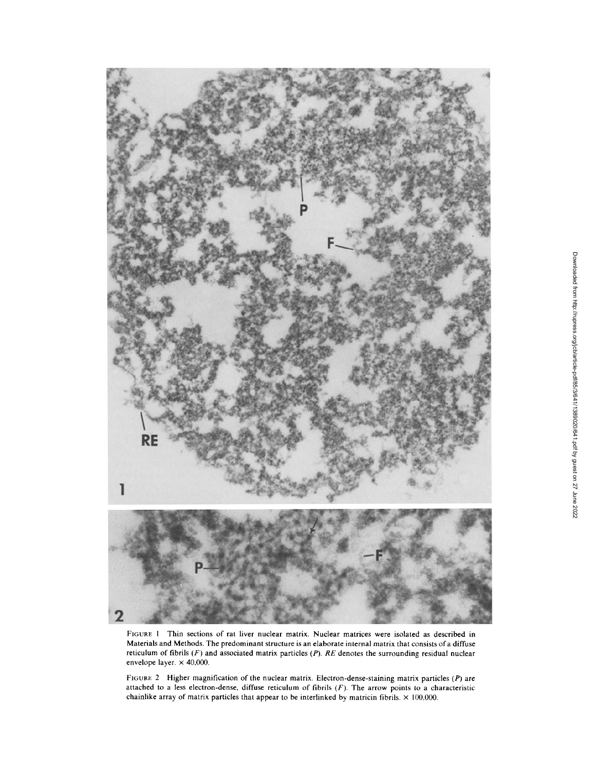FIGURE 1 Thin sections of rat liver nuclear matrix. Nuclear matrices were isolated as described in Materials and Methods. The predominant structure is an elaborate internal matrix that consists of a diffuse reticulum of fibrils (*F*) and associated matrix particles (*P*). *RE* denotes the surrounding residual nuclear envelope layer. × 40,000.

FIGURE 2 Higher magnification of the nuclear matrix. Electron-dense-staining matrix particles (*P*) are attached to a less electron-dense, diffuse reticulum of fibrils (*F*). The arrow points to a characteristic chainlike array of matrix particles that appear to be interlinked by matricin fibrils. × 100,000.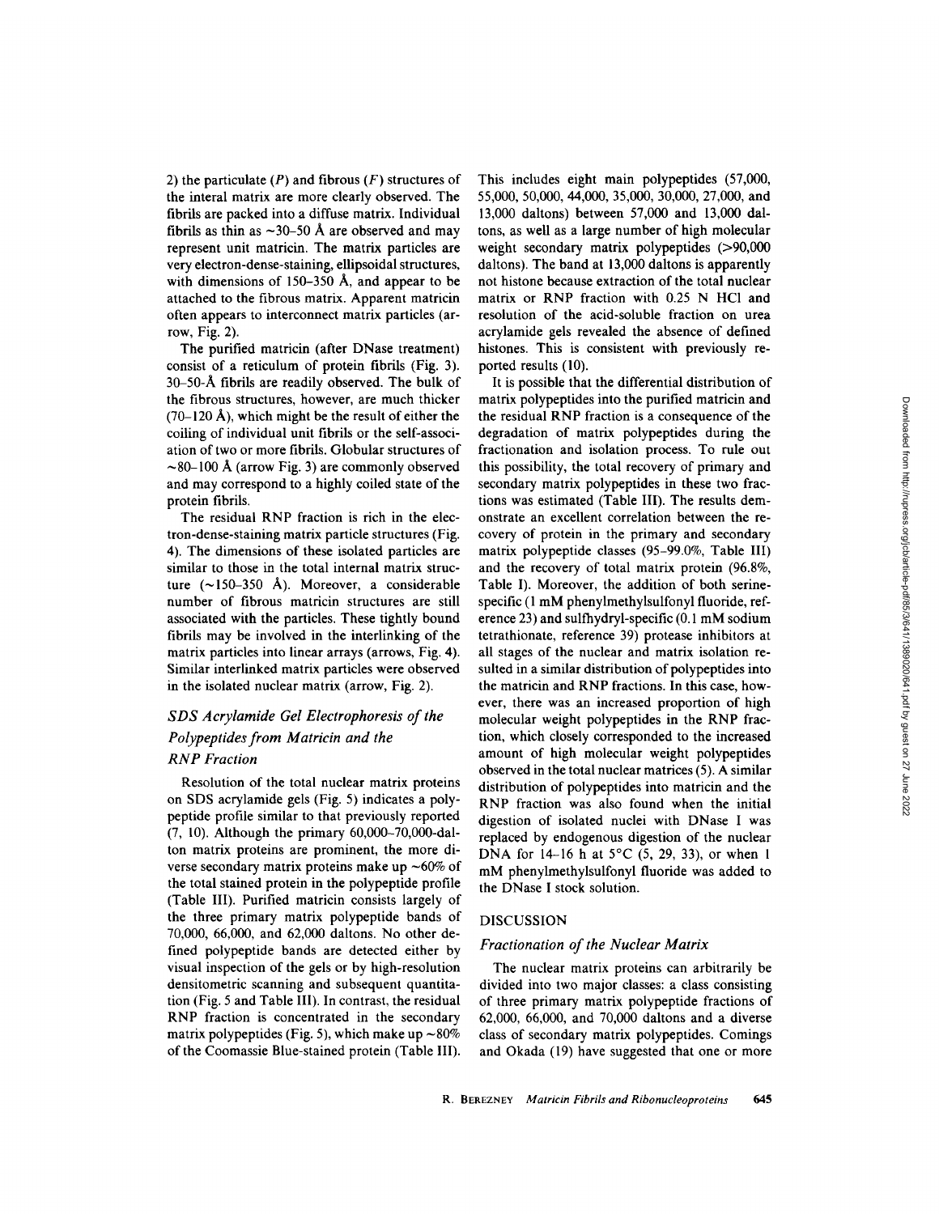2) the particulate (*P*) and fibrous (*F*) structures of the interal matrix are more clearly observed. The fibrils are packed into a diffuse matrix. Individual fibrils as thin as ~30–50 Å are observed and may represent unit matricin. The matrix particles are very electron-dense-staining, ellipsoidal structures, with dimensions of 150–350 Å, and appear to be attached to the fibrous matrix. Apparent matricin often appears to interconnect matrix particles (arrow, Fig. 2).

The purified matricin (after DNase treatment) consist of a reticulum of protein fibrils (Fig. 3). 30–50-Å fibrils are readily observed. The bulk of the fibrous structures, however, are much thicker (70–120 Å), which might be the result of either the coiling of individual unit fibrils or the self-association of two or more fibrils. Globular structures of ~80–100 Å (arrow Fig. 3) are commonly observed and may correspond to a highly coiled state of the protein fibrils.

The residual RNP fraction is rich in the electron-dense-staining matrix particle structures (Fig. 4). The dimensions of these isolated particles are similar to those in the total internal matrix structure (~150–350 Å). Moreover, a considerable number of fibrous matricin structures are still associated with the particles. These tightly bound fibrils may be involved in the interlinking of the matrix particles into linear arrays (arrows, Fig. 4). Similar interlinked matrix particles were observed in the isolated nuclear matrix (arrow, Fig. 2).

### *SDS Acrylamide Gel Electrophoresis of the Polypeptides from Matricin and the RNP Fraction*

Resolution of the total nuclear matrix proteins on SDS acrylamide gels (Fig. 5) indicates a polypeptide profile similar to that previously reported (7, 10). Although the primary 60,000–70,000-dalton matrix proteins are prominent, the more diverse secondary matrix proteins make up ~60% of the total stained protein in the polypeptide profile (Table III). Purified matricin consists largely of the three primary matrix polypeptide bands of 70,000, 66,000, and 62,000 daltons. No other defined polypeptide bands are detected either by visual inspection of the gels or by high-resolution densitometric scanning and subsequent quantitation (Fig. 5 and Table III). In contrast, the residual RNP fraction is concentrated in the secondary matrix polypeptides (Fig. 5), which make up ~80% of the Coomassie Blue-stained protein (Table III). This includes eight main polypeptides (57,000, 55,000, 50,000, 44,000, 35,000, 30,000, 27,000, and 13,000 daltons) between 57,000 and 13,000 daltons, as well as a large number of high molecular weight secondary matrix polypeptides (>90,000 daltons). The band at 13,000 daltons is apparently not histone because extraction of the total nuclear matrix or RNP fraction with 0.25 N HCl and resolution of the acid-soluble fraction on urea acrylamide gels revealed the absence of defined histones. This is consistent with previously reported results (10).

It is possible that the differential distribution of matrix polypeptides into the purified matricin and the residual RNP fraction is a consequence of the degradation of matrix polypeptides during the fractionation and isolation process. To rule out this possibility, the total recovery of primary and secondary matrix polypeptides in these two fractions was estimated (Table III). The results demonstrate an excellent correlation between the recovery of protein in the primary and secondary matrix polypeptide classes (95–99.0%, Table III) and the recovery of total matrix protein (96.8%, Table I). Moreover, the addition of both serine-specific (1 mM phenylmethylsulfonyl fluoride, reference 23) and sulfhydryl-specific (0.1 mM sodium tetrathionate, reference 39) protease inhibitors at all stages of the nuclear and matrix isolation resulted in a similar distribution of polypeptides into the matricin and RNP fractions. In this case, however, there was an increased proportion of high molecular weight polypeptides in the RNP fraction, which closely corresponded to the increased amount of high molecular weight polypeptides observed in the total nuclear matrices (5). A similar distribution of polypeptides into matricin and the RNP fraction was also found when the initial digestion of isolated nuclei with DNase I was replaced by endogenous digestion of the nuclear DNA for 14–16 h at 5°C (5, 29, 33), or when 1 mM phenylmethylsulfonyl fluoride was added to the DNase I stock solution.

## DISCUSSION

### *Fractionation of the Nuclear Matrix*

The nuclear matrix proteins can arbitrarily be divided into two major classes: a class consisting of three primary matrix polypeptide fractions of 62,000, 66,000, and 70,000 daltons and a diverse class of secondary matrix polypeptides. Comings and Okada (19) have suggested that one or more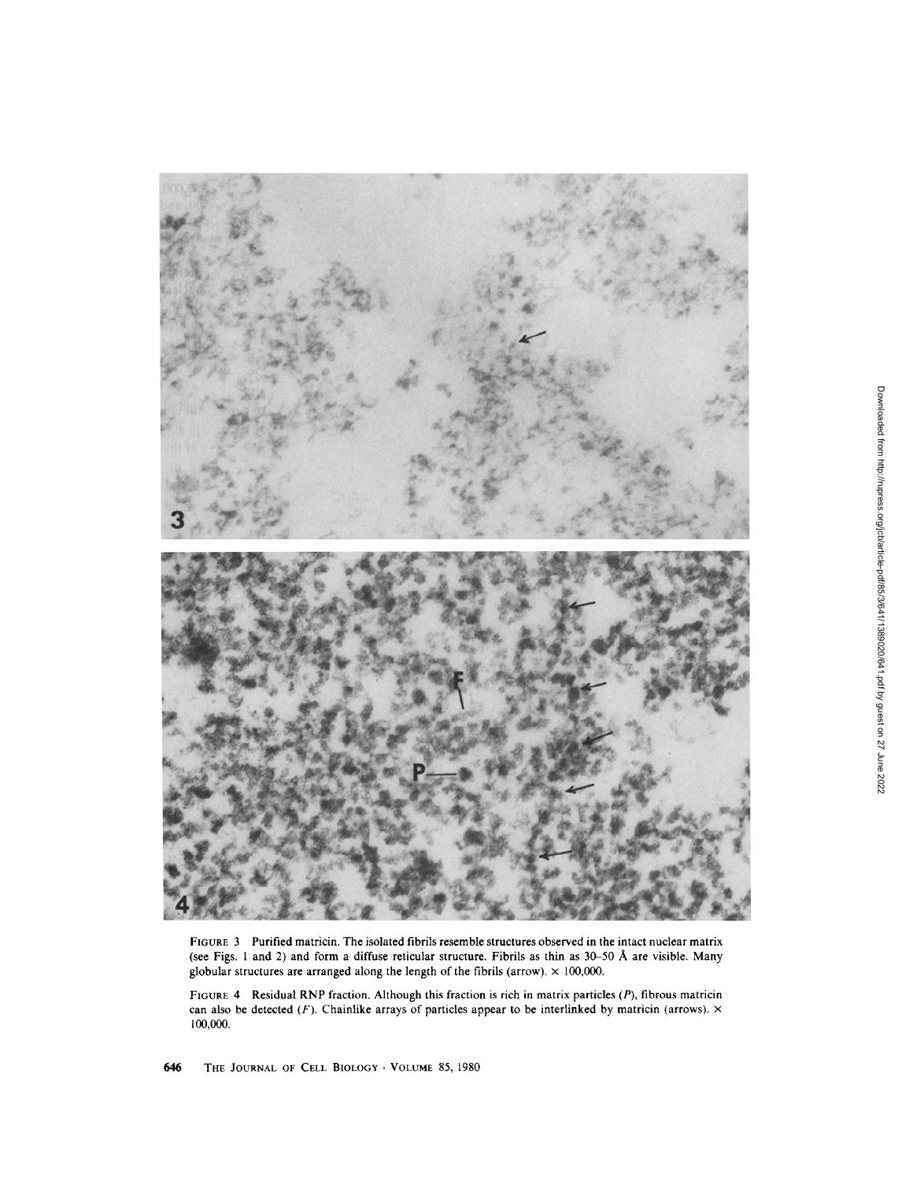FIGURE 3 Purified matricin. The isolated fibrils resemble structures observed in the intact nuclear matrix (see Figs. 1 and 2) and form a diffuse reticular structure. Fibrils as thin as 30–50 Å are visible. Many globular structures are arranged along the length of the fibrils (arrow). × 100,000.

FIGURE 4 Residual RNP fraction. Although this fraction is rich in matrix particles (*P*), fibrous matricin can also be detected (*F*). Chainlike arrays of particles appear to be interlinked by matricin (arrows). × 100,000.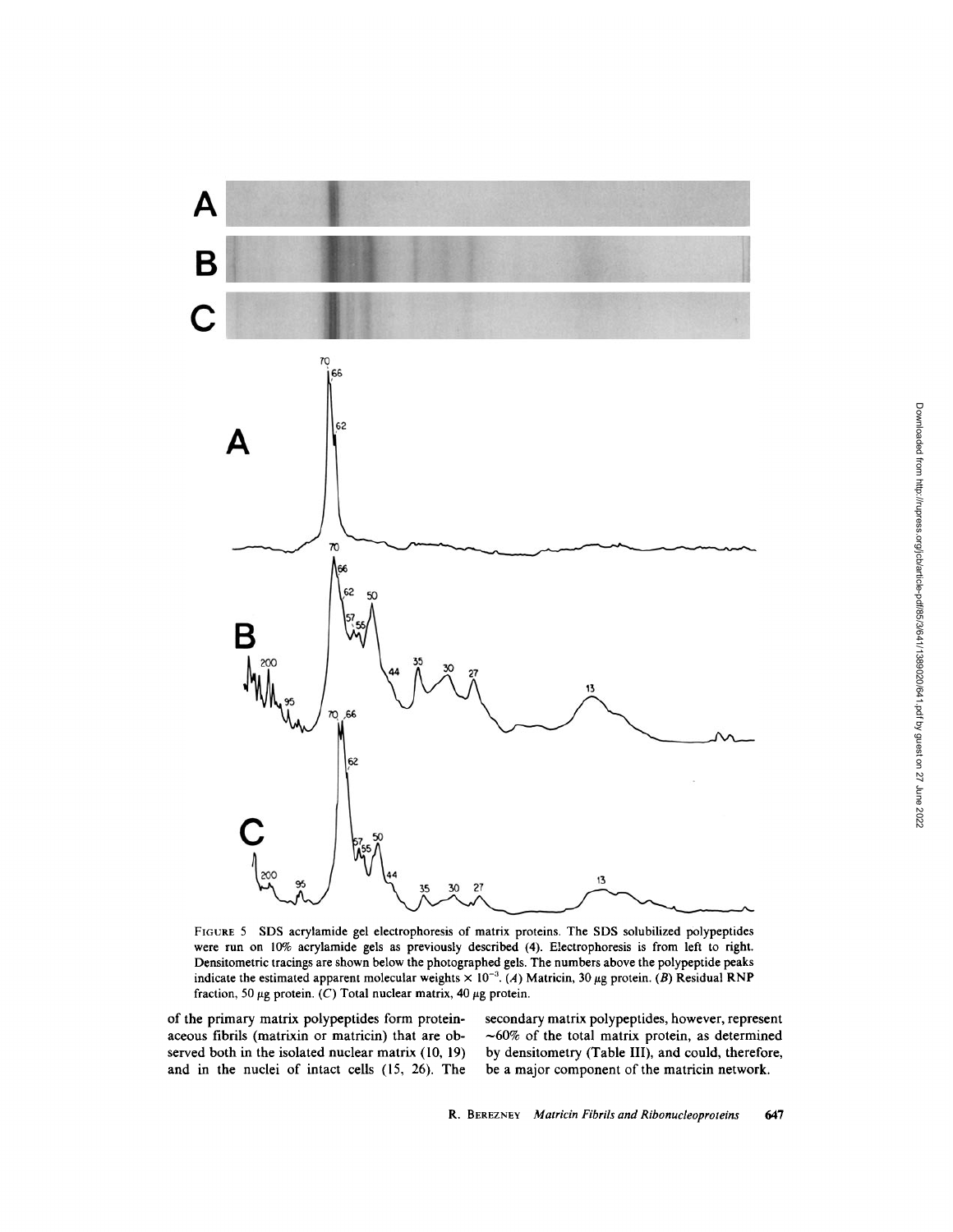FIGURE 5 SDS acrylamide gel electrophoresis of matrix proteins. The SDS solubilized polypeptides were run on 10% acrylamide gels as previously described (4). Electrophoresis is from left to right. Densitometric tracings are shown below the photographed gels. The numbers above the polypeptide peaks indicate the estimated apparent molecular weights $\times 10^{-3}$. (*A*) Matricin, 30 $\mu$g protein. (*B*) Residual RNP fraction, 50 $\mu$g protein. (*C*) Total nuclear matrix, 40 $\mu$g protein.

of the primary matrix polypeptides form proteinaceous fibrils (matrixin or matricin) that are observed both in the isolated nuclear matrix (10, 19) and in the nuclei of intact cells (15, 26). The secondary matrix polypeptides, however, represent ~60% of the total matrix protein, as determined by densitometry (Table III), and could, therefore, be a major component of the matricin network.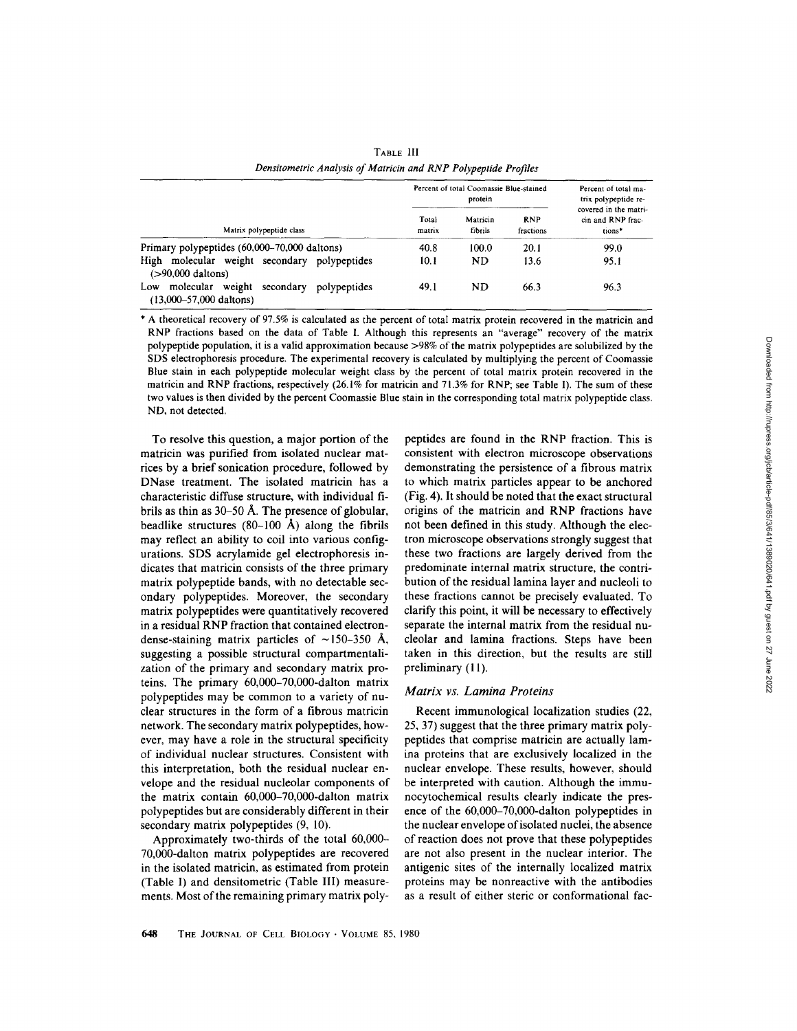TABLE III

*Densitometric Analysis of Matricin and RNP Polypeptide Profiles*

| Matrix polypeptide class | Percent of total Coomassie Blue-stained protein | | | Percent of total matrix polypeptide recovered in the matricin and RNP fractions* |
|---|---|---|---|---|
| | Total matrix | Matricin fibrils | RNP fractions | |
| Primary polypeptides (60,000–70,000 daltons) | 40.8 | 100.0 | 20.1 | 99.0 |
| High molecular weight secondary polypeptides (>90,000 daltons) | 10.1 | ND | 13.6 | 95.1 |
| Low molecular weight secondary polypeptides (13,000–57,000 daltons) | 49.1 | ND | 66.3 | 96.3 |

\* A theoretical recovery of 97.5% is calculated as the percent of total matrix protein recovered in the matricin and RNP fractions based on the data of Table I. Although this represents an "average" recovery of the matrix polypeptide population, it is a valid approximation because >98% of the matrix polypeptides are solubilized by the SDS electrophoresis procedure. The experimental recovery is calculated by multiplying the percent of Coomassie Blue stain in each polypeptide molecular weight class by the percent of total matrix protein recovered in the matricin and RNP fractions, respectively (26.1% for matricin and 71.3% for RNP; see Table I). The sum of these two values is then divided by the percent Coomassie Blue stain in the corresponding total matrix polypeptide class. ND, not detected.

To resolve this question, a major portion of the matricin was purified from isolated nuclear matrices by a brief sonication procedure, followed by DNase treatment. The isolated matricin has a characteristic diffuse structure, with individual fibrils as thin as 30–50 Å. The presence of globular, beadlike structures (80–100 Å) along the fibrils may reflect an ability to coil into various configurations. SDS acrylamide gel electrophoresis indicates that matricin consists of the three primary matrix polypeptide bands, with no detectable secondary polypeptides. Moreover, the secondary matrix polypeptides were quantitatively recovered in a residual RNP fraction that contained electron-dense-staining matrix particles of ~150–350 Å, suggesting a possible structural compartmentalization of the primary and secondary matrix proteins. The primary 60,000–70,000-dalton matrix polypeptides may be common to a variety of nuclear structures in the form of a fibrous matricin network. The secondary matrix polypeptides, however, may have a role in the structural specificity of individual nuclear structures. Consistent with this interpretation, both the residual nuclear envelope and the residual nucleolar components of the matrix contain 60,000–70,000-dalton matrix polypeptides but are considerably different in their secondary matrix polypeptides (9, 10).

Approximately two-thirds of the total 60,000–70,000-dalton matrix polypeptides are recovered in the isolated matricin, as estimated from protein (Table I) and densitometric (Table III) measurements. Most of the remaining primary matrix polypeptides are found in the RNP fraction. This is consistent with electron microscope observations demonstrating the persistence of a fibrous matrix to which matrix particles appear to be anchored (Fig. 4). It should be noted that the exact structural origins of the matricin and RNP fractions have not been defined in this study. Although the electron microscope observations strongly suggest that these two fractions are largely derived from the predominate internal matrix structure, the contribution of the residual lamina layer and nucleoli to these fractions cannot be precisely evaluated. To clarify this point, it will be necessary to effectively separate the internal matrix from the residual nucleolar and lamina fractions. Steps have been taken in this direction, but the results are still preliminary (11).

### *Matrix vs. Lamina Proteins*

Recent immunological localization studies (22, 25, 37) suggest that the three primary matrix polypeptides that comprise matricin are actually lamina proteins that are exclusively localized in the nuclear envelope. These results, however, should be interpreted with caution. Although the immunocytochemical results clearly indicate the presence of the 60,000–70,000-dalton polypeptides in the nuclear envelope of isolated nuclei, the absence of reaction does not prove that these polypeptides are not also present in the nuclear interior. The antigenic sites of the internally localized matrix proteins may be nonreactive with the antibodies as a result of either steric or conformational fac-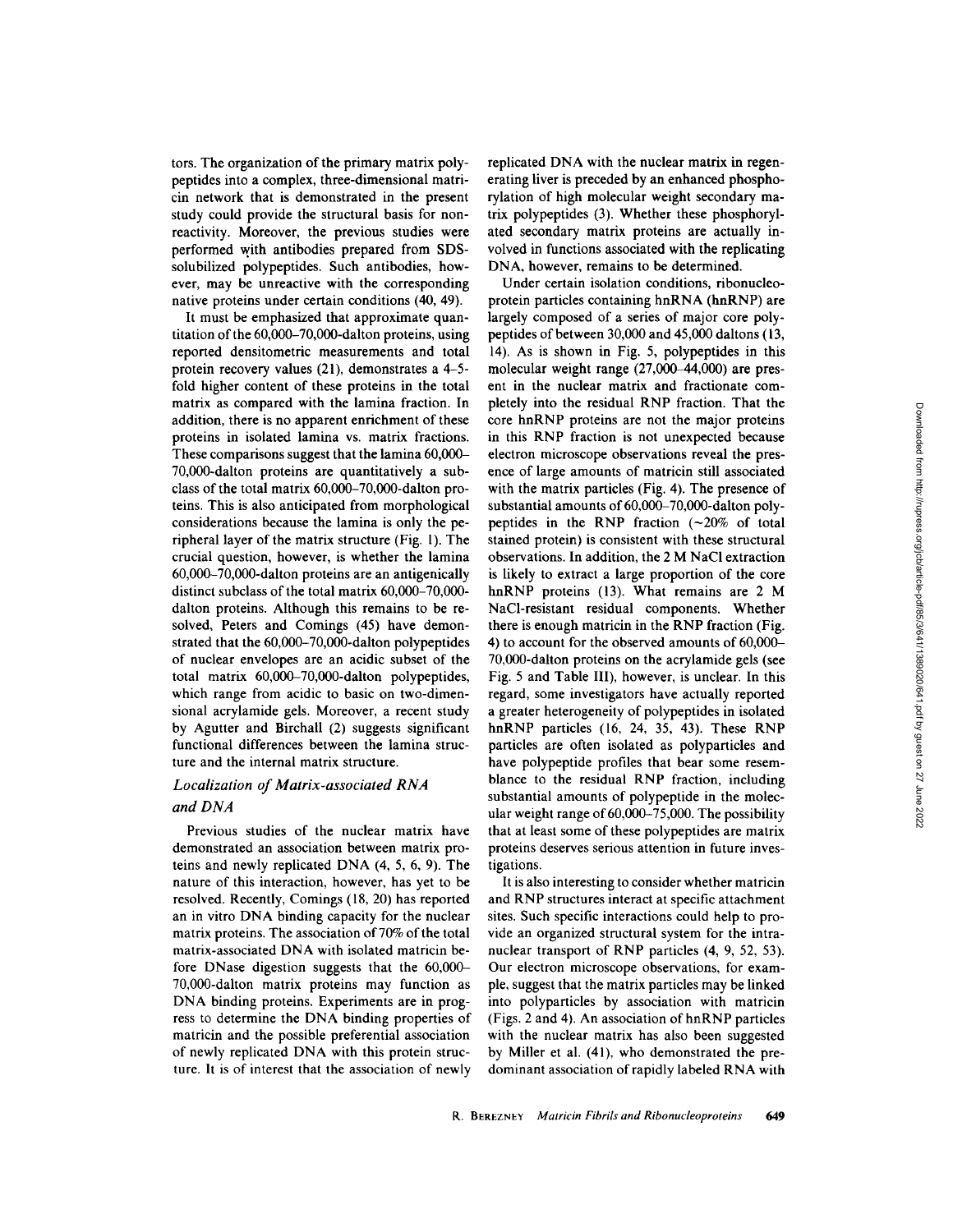tors. The organization of the primary matrix polypeptides into a complex, three-dimensional matricin network that is demonstrated in the present study could provide the structural basis for nonreactivity. Moreover, the previous studies were performed with antibodies prepared from SDS-solubilized polypeptides. Such antibodies, however, may be unreactive with the corresponding native proteins under certain conditions (40, 49).

It must be emphasized that approximate quantitation of the 60,000–70,000-dalton proteins, using reported densitometric measurements and total protein recovery values (21), demonstrates a 4–5-fold higher content of these proteins in the total matrix as compared with the lamina fraction. In addition, there is no apparent enrichment of these proteins in isolated lamina vs. matrix fractions. These comparisons suggest that the lamina 60,000–70,000-dalton proteins are quantitatively a subclass of the total matrix 60,000–70,000-dalton proteins. This is also anticipated from morphological considerations because the lamina is only the peripheral layer of the matrix structure (Fig. 1). The crucial question, however, is whether the lamina 60,000–70,000-dalton proteins are an antigenically distinct subclass of the total matrix 60,000–70,000-dalton proteins. Although this remains to be resolved, Peters and Comings (45) have demonstrated that the 60,000–70,000-dalton polypeptides of nuclear envelopes are an acidic subset of the total matrix 60,000–70,000-dalton polypeptides, which range from acidic to basic on two-dimensional acrylamide gels. Moreover, a recent study by Agutter and Birchall (2) suggests significant functional differences between the lamina structure and the internal matrix structure.

### *Localization of Matrix-associated RNA and DNA*

Previous studies of the nuclear matrix have demonstrated an association between matrix proteins and newly replicated DNA (4, 5, 6, 9). The nature of this interaction, however, has yet to be resolved. Recently, Comings (18, 20) has reported an in vitro DNA binding capacity for the nuclear matrix proteins. The association of 70% of the total matrix-associated DNA with isolated matricin before DNase digestion suggests that the 60,000–70,000-dalton matrix proteins may function as DNA binding proteins. Experiments are in progress to determine the DNA binding properties of matricin and the possible preferential association of newly replicated DNA with this protein structure. It is of interest that the association of newly replicated DNA with the nuclear matrix in regenerating liver is preceded by an enhanced phosphorylation of high molecular weight secondary matrix polypeptides (3). Whether these phosphorylated secondary matrix proteins are actually involved in functions associated with the replicating DNA, however, remains to be determined.

Under certain isolation conditions, ribonucleoprotein particles containing hnRNA (hnRNP) are largely composed of a series of major core polypeptides of between 30,000 and 45,000 daltons (13, 14). As is shown in Fig. 5, polypeptides in this molecular weight range (27,000–44,000) are present in the nuclear matrix and fractionate completely into the residual RNP fraction. That the core hnRNP proteins are not the major proteins in this RNP fraction is not unexpected because electron microscope observations reveal the presence of large amounts of matricin still associated with the matrix particles (Fig. 4). The presence of substantial amounts of 60,000–70,000-dalton polypeptides in the RNP fraction (~20% of total stained protein) is consistent with these structural observations. In addition, the 2 M NaCl extraction is likely to extract a large proportion of the core hnRNP proteins (13). What remains are 2 M NaCl-resistant residual components. Whether there is enough matricin in the RNP fraction (Fig. 4) to account for the observed amounts of 60,000–70,000-dalton proteins on the acrylamide gels (see Fig. 5 and Table III), however, is unclear. In this regard, some investigators have actually reported a greater heterogeneity of polypeptides in isolated hnRNP particles (16, 24, 35, 43). These RNP particles are often isolated as polyparticles and have polypeptide profiles that bear some resemblance to the residual RNP fraction, including substantial amounts of polypeptide in the molecular weight range of 60,000–75,000. The possibility that at least some of these polypeptides are matrix proteins deserves serious attention in future investigations.

It is also interesting to consider whether matricin and RNP structures interact at specific attachment sites. Such specific interactions could help to provide an organized structural system for the intranuclear transport of RNP particles (4, 9, 52, 53). Our electron microscope observations, for example, suggest that the matrix particles may be linked into polyparticles by association with matricin (Figs. 2 and 4). An association of hnRNP particles with the nuclear matrix has also been suggested by Miller et al. (41), who demonstrated the predominant association of rapidly labeled RNA with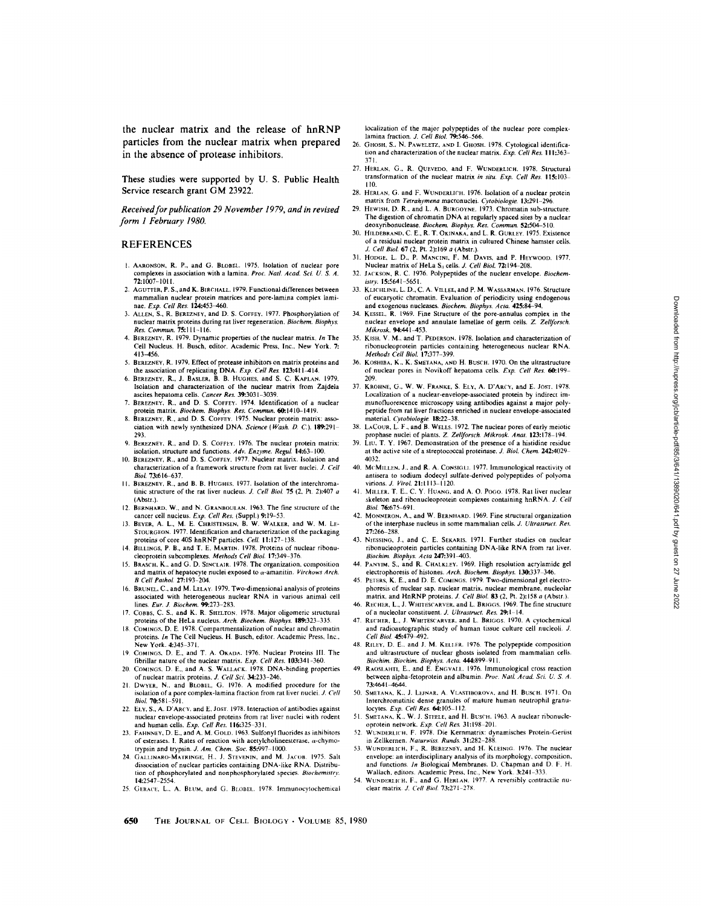the nuclear matrix and the release of hnRNP particles from the nuclear matrix when prepared in the absence of protease inhibitors.

These studies were supported by U. S. Public Health Service research grant GM 23922.

*Received for publication 29 November 1979, and in revised form 1 February 1980.*

## REFERENCES

1. Aaronson, R. P., and G. Blobel. 1975. Isolation of nuclear pore complexes in association with a lamina. *Proc. Natl. Acad. Sci. U. S. A.* **72:**1007–1011.
2. Agutter, P. S., and K. Birchall. 1979. Functional differences between mammalian nuclear protein matrices and pore-lamina complex laminae. *Exp. Cell Res.* **124:**453–460.
3. Allen, S., R. Berezney, and D. S. Coffey. 1977. Phosphorylation of nuclear matrix proteins during rat liver regeneration. *Biochem. Biophys. Res. Commun.* **75:**111–116.
4. Berezney, R. 1979. Dynamic properties of the nuclear matrix. *In* The Cell Nucleus. H. Busch, editor. Academic Press, Inc., New York. **7:** 413–456.
5. Berezney, R. 1979. Effect of protease inhibitors on matrix proteins and the association of replicating DNA. *Exp. Cell Res.* **123:**411–414.
6. Berezney, R., J. Basler, B. B. Hughes, and S. C. Kaplan. 1979. Isolation and characterization of the nuclear matrix from Zajdela ascites hepatoma cells. *Cancer Res.* **39:**3031–3039.
7. Berezney, R., and D. S. Coffey. 1974. Identification of a nuclear protein matrix. *Biochem. Biophys. Res. Commun.* **60:**1410–1419.
8. Berezney, R., and D. S. Coffey. 1975. Nuclear protein matrix: association with newly synthesized DNA. *Science (Wash. D. C.).* **189:**291–293.
9. Berezney, R., and D. S. Coffey. 1976. The nuclear protein matrix: isolation, structure and functions. *Adv. Enzyme. Regul.* **14:**63–100.
10. Berezney, R., and D. S. Coffey. 1977. Nuclear matrix. Isolation and characterization of a framework structure from rat liver nuclei. *J. Cell Biol.* **73:**616–637.
11. Berezney, R., and B. B. Hughes. 1977. Isolation of the interchromatinic structure of the rat liver nucleus. *J. Cell Biol.* **75** (2, Pt. 2):407 *a* (Abstr.).
12. Bernhard, W., and N. Granboulan. 1963. The fine structure of the cancer cell nucleus. *Exp. Cell Res.* (Suppl.) **9:**19–53.
13. Beyer, A. L., M. E. Christensen, B. W. Walker, and W. M. LeStourgeon. 1977. Identification and characterization of the packaging proteins of core 40S hnRNP particles. *Cell.* **11:**127–138.
14. Billings, P. B., and T. E. Martin. 1978. Proteins of nuclear ribonucleoprotein subcomplexes. *Methods Cell Biol.* **17:**349–376.
15. Brasch, K., and G. D. Sinclair. 1978. The organization, composition and matrix of hepatocyte nuclei exposed to α-amanitin. *Virchows Arch. B Cell Pathol.* **27:**193–204.
16. Brunel, C., and M. Lelay. 1979. Two-dimensional analysis of proteins associated with heterogeneous nuclear RNA in various animal cell lines. *Eur. J. Biochem.* **99:**273–283.
17. Cobbs, C. S., and K. R. Shelton. 1978. Major oligomeric structural proteins of the HeLa nucleus. *Arch. Biochem. Biophys.* **189:**323–335.
18. Comings, D. E. 1978. Compartmentalization of nuclear and chromatin proteins. *In* The Cell Nucleus. H. Busch, editor. Academic Press, Inc., New York. **4:**345–371.
19. Comings, D. E., and T. A. Okada. 1976. Nuclear Proteins III. The fibrillar nature of the nuclear matrix. *Exp. Cell Res.* **103:**341–360.
20. Comings, D. E., and A. S. Wallack. 1978. DNA-binding properties of nuclear matrix proteins. *J. Cell Sci.* **34:**233–246.
21. Dwyer, N., and Blobel, G. 1976. A modified procedure for the isolation of a pore complex-lamina fraction from rat liver nuclei. *J. Cell Biol.* **70:**581–591.
22. Ely, S., A. D'Arcy, and E. Jost. 1978. Interaction of antibodies against nuclear envelope-associated proteins from rat liver nuclei with rodent and human cells. *Exp. Cell Res.* **116:**325–331.
23. Fahnney, D. E., and A. M. Gold. 1963. Sulfonyl fluorides as inhibitors of esterases. I. Rates of reaction with acetylcholinesterase, α-chymotrypsin and trypsin. *J. Am. Chem. Soc.* **85:**997–1000.
24. Gallinaro-Matringe, H., J. Stevenin, and M. Jacob. 1975. Salt dissociation of nuclear particles containing DNA-like RNA. Distribution of phosphorylated and nonphosphorylated species. *Biochemistry.* **14:**2547–2554.
25. Gerace, L., A. Blum, and G. Blobel. 1978. Immunocytochemical localization of the major polypeptides of the nuclear pore complex-lamina fraction. *J. Cell Biol.* **79:**546–566.
26. Ghosh, S., N. Paweletz, and I. Ghosh. 1978. Cytological identification and characterization of the nuclear matrix. *Exp. Cell Res.* **111:**363–371.
27. Herlan, G., R. Quevedo, and F. Wunderlich. 1978. Structural transformation of the nuclear matrix *in situ*. *Exp. Cell Res.* **115:**103–110.
28. Herlan, G. and F. Wunderlich. 1976. Isolation of a nuclear protein matrix from *Tetrahymena* macronuclei. *Cytobiologie.* **13:**291–296.
29. Hewish, D. R., and L. A. Burgoyne. 1973. Chromatin sub-structure. The digestion of chromatin DNA at regularly spaced sites by a nuclear deoxyribonuclease. *Biochem. Biophys. Res. Commun.* **52:**504–510.
30. Hildebrand, C. E., R. T. Okinaka, and L. R. Gurley. 1975. Existence of a residual nuclear protein matrix in cultured Chinese hamster cells. *J. Cell Biol.* **67** (2, Pt. 2):169 *a* (Abstr.).
31. Hodge, L. D., P. Mancini, F. M. Davis, and P. Heywood. 1977. Nuclear matrix of HeLa $S_3$ cells. *J. Cell Biol.* **72:**194–208.
32. Jackson, R. C. 1976. Polypeptides of the nuclear envelope. *Biochemistry.* **15:**5641–5651.
33. Klichline, L. D., C. A. Villee, and P. M. Wassarman. 1976. Structure of eucaryotic chromatin. Evaluation of periodicity using endogenous and exogenous nucleases. *Biochem. Biophys. Acta.* **425:**84–94.
34. Kessel, R. 1969. Fine Structure of the pore-annulus complex in the nuclear envelope and annulate lamellae of germ cells. *Z. Zellforsch. Mikrosk.* **94:**441–453.
35. Kish, V. M., and T. Pederson. 1978. Isolation and characterization of ribonucleoprotein particles containing heterogeneous nuclear RNA. *Methods Cell Biol.* **17:**377–399.
36. Koshiba, K., K. Smetana, and H. Busch. 1970. On the ultrastructure of nuclear pores in Novikoff hepatoma cells. *Exp. Cell Res.* **60:**199–209.
37. Krohne, G., W. W. Franke, S. Ely, A. D'Arcy, and E. Jost. 1978. Localization of a nuclear-envelope-associated protein by indirect immunofluorescence microscopy using antibodies against a major polypeptide from rat liver fractions enriched in nuclear envelope-associated material. *Cytobiologie.* **18:**22–38.
38. LaCour, L. F., and B. Wells. 1972. The nuclear pores of early meiotic prophase nuclei of plants. *Z. Zellforsch. Mikrosk. Anat.* **123:**178–194.
39. Liu, T. Y. 1967. Demonstration of the presence of a histidine residue at the active site of a streptococcal proteinase. *J. Biol. Chem.* **242:**4029–4032.
40. McMillen, J., and R. A. Consigli. 1977. Immunological reactivity of antisera to sodium dodecyl sulfate-derived polypeptides of polyoma virions. *J. Virol.* **21:**1113–1120.
41. Miller, T. E., C. Y. Huang, and A. O. Pogo. 1978. Rat liver nuclear skeleton and ribonucleoprotein complexes containing hnRNA. *J. Cell Biol.* **76:**675–691.
42. Monneron, A., and W. Bernhard. 1969. Fine structural organization of the interphase nucleus in some mammalian cells. *J. Ultrastruct. Res.* **27:**266–288.
43. Niessing, J., and C. E. Sekaris. 1971. Further studies on nuclear ribonucleoprotein particles containing DNA-like RNA from rat liver. *Biochim. Biophys. Acta* **247:**391–403.
44. Panyim, S., and R. Chalkley. 1969. High resolution acrylamide gel electrophoresis of histones. *Arch. Biochem. Biophys.* **130:**337–346.
45. Peters, K. E., and D. E. Comings. 1979. Two-dimensional gel electrophoresis of nuclear sap, nuclear matrix, nuclear membrane, nucleolar matrix, and HnRNP proteins. *J. Cell Biol.* **83** (2, Pt. 2):158 *a* (Abstr.).
46. Recher, L., J. Whitescarver, and L. Briggs. 1969. The fine structure of a nucleolar constituent. *J. Ultrastruct. Res.* **29:**1–14.
47. Recher, L., J. Whitescarver, and L. Briggs. 1970. A cytochemical and radioautographic study of human tissue culture cell nucleoli. *J. Cell Biol.* **45:**479–492.
48. Riley, D. E., and J. M. Keller. 1976. The polypeptide composition and ultrastructure of nuclear ghosts isolated from mammalian cells. *Biochim. Biochim. Biophys. Acta.* **444:**899–911.
49. Raoslahti, E., and E. Engvall. 1976. Immunological cross reaction between alpha-fetoprotein and albumin. *Proc. Natl. Acad. Sci. U. S. A.* **73:**4641–4644.
50. Smetana, K., J. Lejnar, A. Vlastiborova, and H. Busch. 1971. On Interchromatinic dense granules of mature human neutrophil granulocytes. *Exp. Cell Res.* **64:**105–112.
51. Smetana, K., W. J. Steele, and H. Busch. 1963. A nuclear ribonucleoprotein network. *Exp. Cell Res.* **31:**198–201.
52. Wunderlich, F. 1978. Die Kernmatrix: dynamisches Protein-Gerüst in Zellkernen. *Naturwiss. Runds.* **31:**282–288.
53. Wunderlich, F., R. Berezney, and H. Kleinig. 1976. The nuclear envelope: an interdisciplinary analysis of its morphology, composition, and functions. *In* Biological Membranes. D. Chapman and D. F. H. Wallach, editors. Academic Press, Inc., New York. **3:**241–333.
54. Wunderlich, F., and G. Herlan. 1977. A reversibly contractile nuclear matrix. *J. Cell Biol.* **73:**271–278.